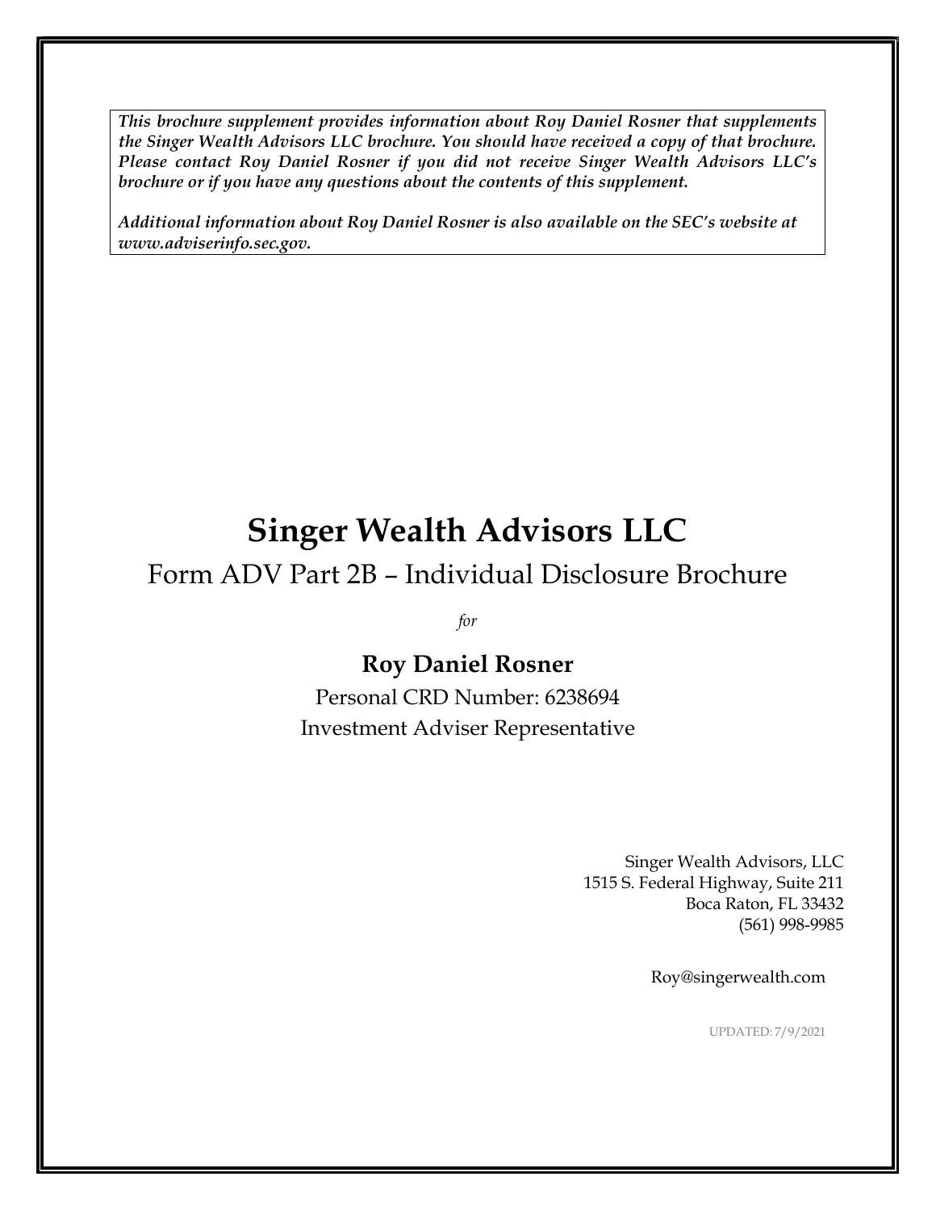***This brochure supplement provides information about Roy Daniel Rosner that supplements the Singer Wealth Advisors LLC brochure. You should have received a copy of that brochure. Please contact Roy Daniel Rosner if you did not receive Singer Wealth Advisors LLC's brochure or if you have any questions about the contents of this supplement.***

***Additional information about Roy Daniel Rosner is also available on the SEC's website at www.adviserinfo.sec.gov.***

# Singer Wealth Advisors LLC

## Form ADV Part 2B – Individual Disclosure Brochure

*for*

### Roy Daniel Rosner

Personal CRD Number: 6238694

Investment Adviser Representative

Singer Wealth Advisors, LLC
1515 S. Federal Highway, Suite 211
Boca Raton, FL 33432
(561) 998-9985

Roy@singerwealth.com

UPDATED: 7/9/2021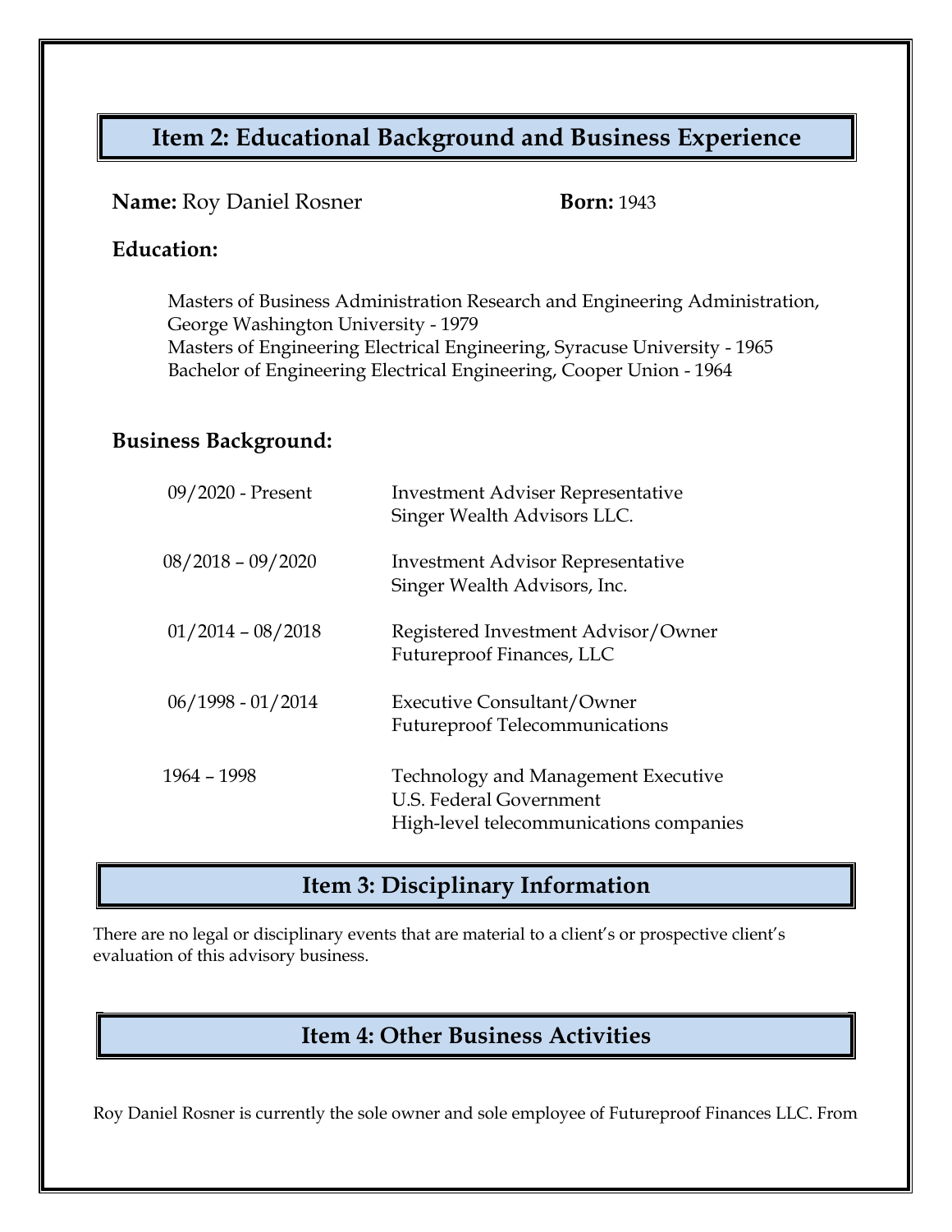## Item 2: Educational Background and Business Experience

**Name:** Roy Daniel Rosner **Born:** 1943

**Education:**

Masters of Business Administration Research and Engineering Administration, George Washington University - 1979
Masters of Engineering Electrical Engineering, Syracuse University - 1965
Bachelor of Engineering Electrical Engineering, Cooper Union - 1964

**Business Background:**

| | |
|---|---|
| 09/2020 - Present | Investment Adviser Representative<br>Singer Wealth Advisors LLC. |
| 08/2018 – 09/2020 | Investment Advisor Representative<br>Singer Wealth Advisors, Inc. |
| 01/2014 – 08/2018 | Registered Investment Advisor/Owner<br>Futureproof Finances, LLC |
| 06/1998 - 01/2014 | Executive Consultant/Owner<br>Futureproof Telecommunications |
| 1964 – 1998 | Technology and Management Executive<br>U.S. Federal Government<br>High-level telecommunications companies |

## Item 3: Disciplinary Information

There are no legal or disciplinary events that are material to a client's or prospective client's evaluation of this advisory business.

## Item 4: Other Business Activities

Roy Daniel Rosner is currently the sole owner and sole employee of Futureproof Finances LLC. From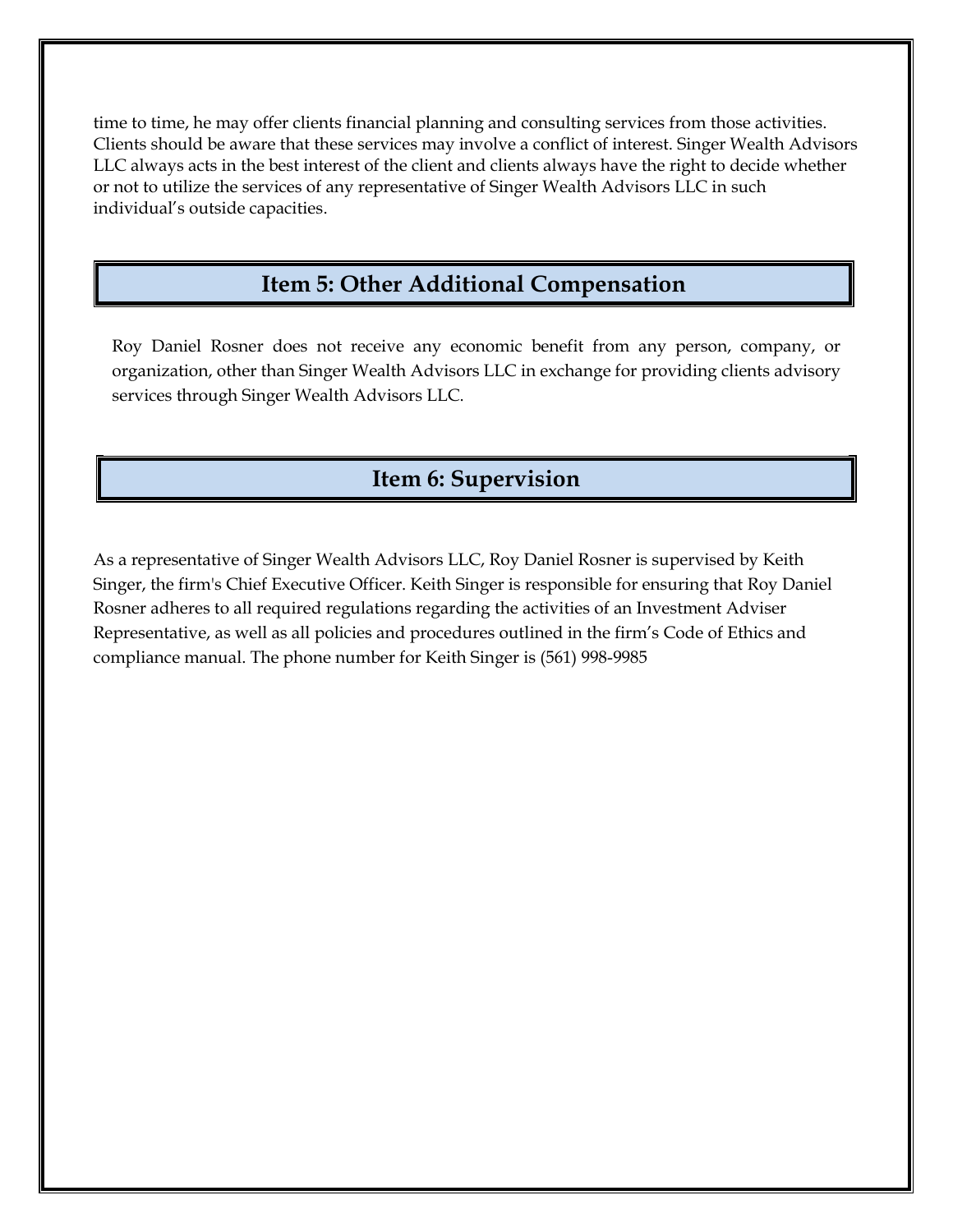time to time, he may offer clients financial planning and consulting services from those activities. Clients should be aware that these services may involve a conflict of interest. Singer Wealth Advisors LLC always acts in the best interest of the client and clients always have the right to decide whether or not to utilize the services of any representative of Singer Wealth Advisors LLC in such individual's outside capacities.

## Item 5: Other Additional Compensation

Roy Daniel Rosner does not receive any economic benefit from any person, company, or organization, other than Singer Wealth Advisors LLC in exchange for providing clients advisory services through Singer Wealth Advisors LLC.

## Item 6: Supervision

As a representative of Singer Wealth Advisors LLC, Roy Daniel Rosner is supervised by Keith Singer, the firm's Chief Executive Officer. Keith Singer is responsible for ensuring that Roy Daniel Rosner adheres to all required regulations regarding the activities of an Investment Adviser Representative, as well as all policies and procedures outlined in the firm's Code of Ethics and compliance manual. The phone number for Keith Singer is (561) 998-9985